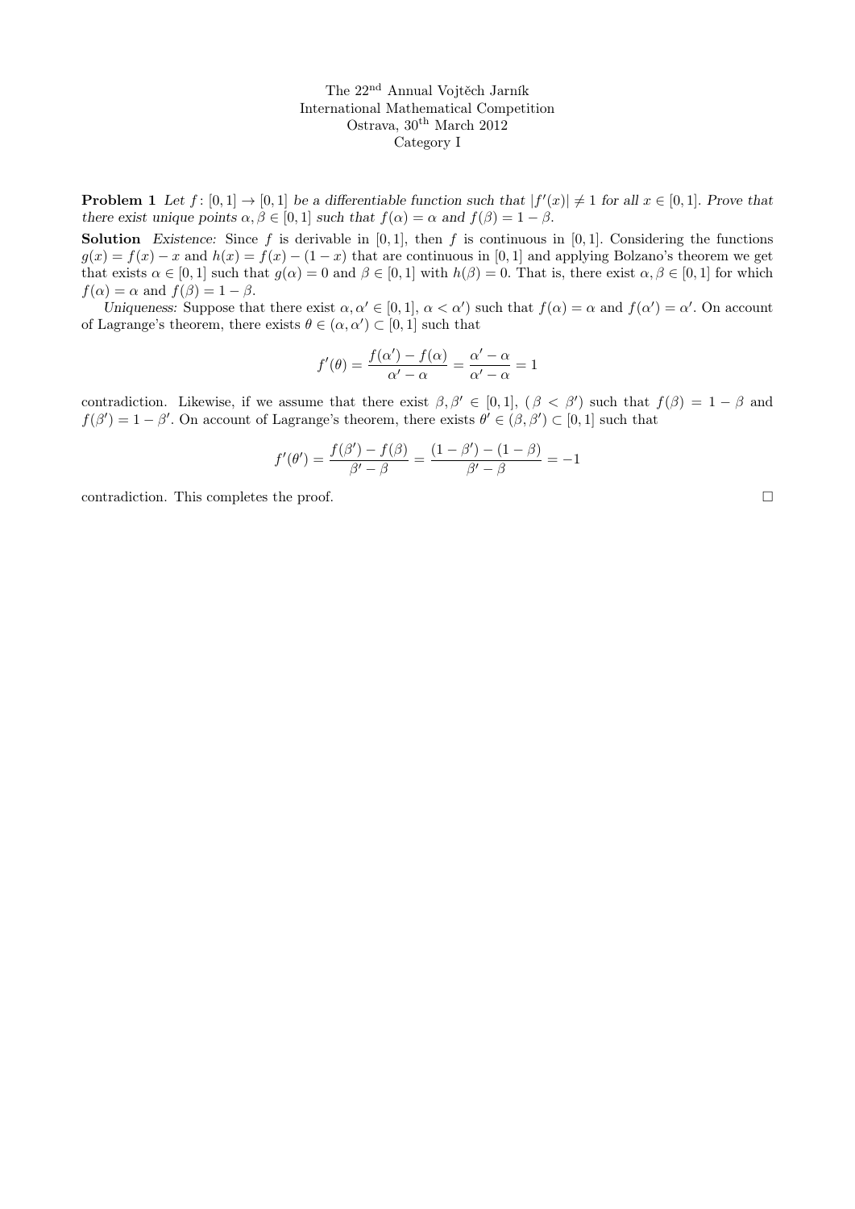The 22[nd] Annual Vojtěch Jarník
International Mathematical Competition
Ostrava, 30[th] March 2012
Category I

**Problem 1** *Let $f\colon [0,1] \to [0,1]$ be a differentiable function such that $|f'(x)| \neq 1$ for all $x \in [0,1]$. Prove that there exist unique points $\alpha, \beta \in [0,1]$ such that $f(\alpha) = \alpha$ and $f(\beta) = 1 - \beta$.*

**Solution** *Existence:* Since $f$ is derivable in $[0,1]$, then $f$ is continuous in $[0,1]$. Considering the functions $g(x) = f(x) - x$ and $h(x) = f(x) - (1 - x)$ that are continuous in $[0,1]$ and applying Bolzano's theorem we get that exists $\alpha \in [0,1]$ such that $g(\alpha) = 0$ and $\beta \in [0,1]$ with $h(\beta) = 0$. That is, there exist $\alpha, \beta \in [0,1]$ for which $f(\alpha) = \alpha$ and $f(\beta) = 1 - \beta$.

*Uniqueness:* Suppose that there exist $\alpha, \alpha' \in [0,1]$, $\alpha < \alpha'$) such that $f(\alpha) = \alpha$ and $f(\alpha') = \alpha'$. On account of Lagrange's theorem, there exists $\theta \in (\alpha, \alpha') \subset [0,1]$ such that

$$f'(\theta) = \frac{f(\alpha') - f(\alpha)}{\alpha' - \alpha} = \frac{\alpha' - \alpha}{\alpha' - \alpha} = 1$$

contradiction. Likewise, if we assume that there exist $\beta, \beta' \in [0,1]$, ( $\beta < \beta'$) such that $f(\beta) = 1 - \beta$ and $f(\beta') = 1 - \beta'$. On account of Lagrange's theorem, there exists $\theta' \in (\beta, \beta') \subset [0,1]$ such that

$$f'(\theta') = \frac{f(\beta') - f(\beta)}{\beta' - \beta} = \frac{(1 - \beta') - (1 - \beta)}{\beta' - \beta} = -1$$

contradiction. This completes the proof. □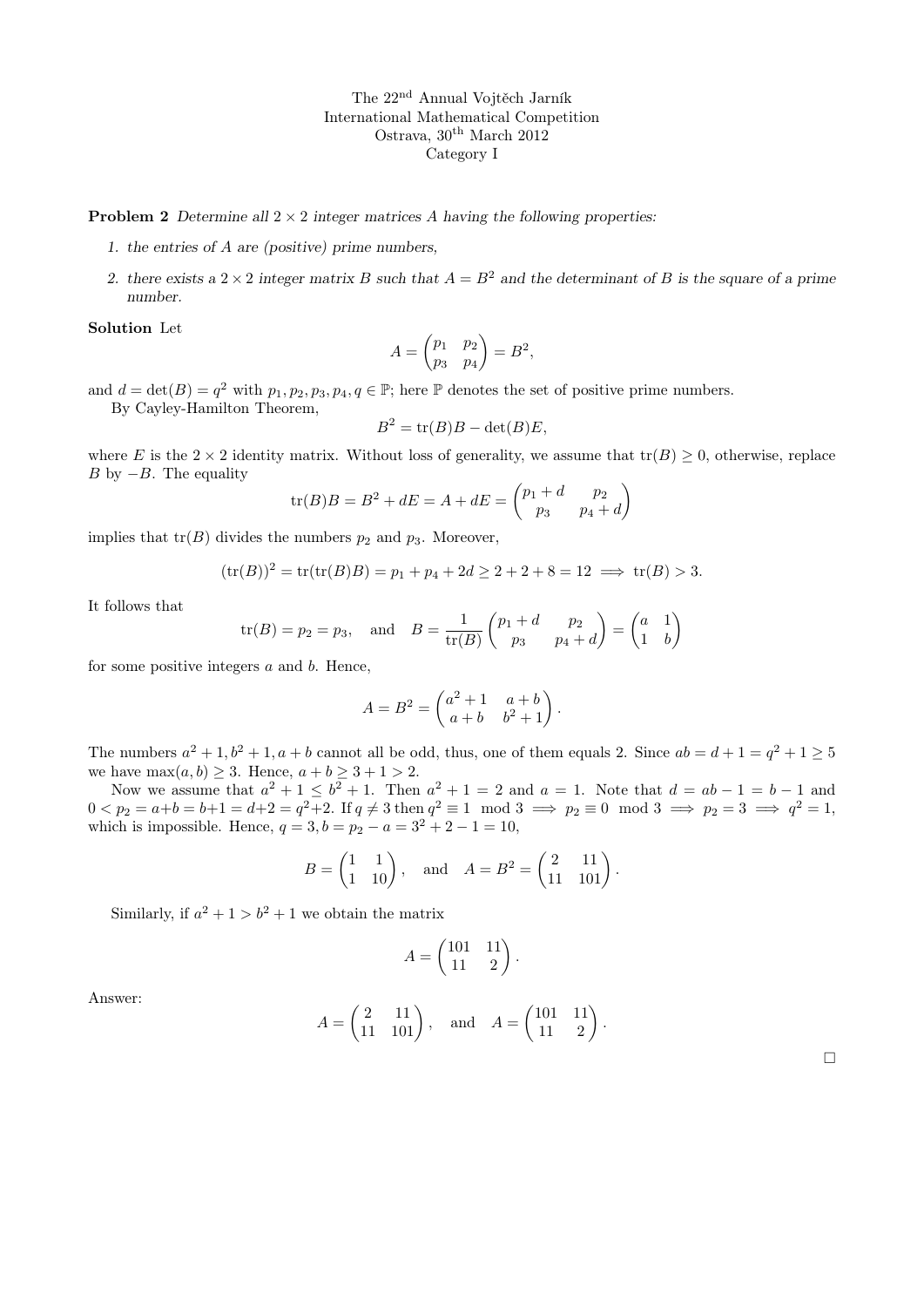The 22[nd] Annual Vojtěch Jarník
International Mathematical Competition
Ostrava, 30[th] March 2012
Category I

**Problem 2** *Determine all $2 \times 2$ integer matrices $A$ having the following properties:*

1. *the entries of $A$ are (positive) prime numbers,*
2. *there exists a $2 \times 2$ integer matrix $B$ such that $A = B^2$ and the determinant of $B$ is the square of a prime number.*

**Solution** Let

$$A = \begin{pmatrix} p_1 & p_2 \\ p_3 & p_4 \end{pmatrix} = B^2,$$

and $d = \det(B) = q^2$ with $p_1, p_2, p_3, p_4, q \in \mathbb{P}$; here $\mathbb{P}$ denotes the set of positive prime numbers.

By Cayley-Hamilton Theorem,

$$B^2 = \operatorname{tr}(B)B - \det(B)E,$$

where $E$ is the $2 \times 2$ identity matrix. Without loss of generality, we assume that $\operatorname{tr}(B) \geq 0$, otherwise, replace $B$ by $-B$. The equality

$$\operatorname{tr}(B)B = B^2 + dE = A + dE = \begin{pmatrix} p_1 + d & p_2 \\ p_3 & p_4 + d \end{pmatrix}$$

implies that $\operatorname{tr}(B)$ divides the numbers $p_2$ and $p_3$. Moreover,

$$(\operatorname{tr}(B))^2 = \operatorname{tr}(\operatorname{tr}(B)B) = p_1 + p_4 + 2d \geq 2 + 2 + 8 = 12 \implies \operatorname{tr}(B) > 3.$$

It follows that

$$\operatorname{tr}(B) = p_2 = p_3, \quad \text{and} \quad B = \frac{1}{\operatorname{tr}(B)} \begin{pmatrix} p_1 + d & p_2 \\ p_3 & p_4 + d \end{pmatrix} = \begin{pmatrix} a & 1 \\ 1 & b \end{pmatrix}$$

for some positive integers $a$ and $b$. Hence,

$$A = B^2 = \begin{pmatrix} a^2 + 1 & a + b \\ a + b & b^2 + 1 \end{pmatrix}.$$

The numbers $a^2 + 1, b^2 + 1, a + b$ cannot all be odd, thus, one of them equals 2. Since $ab = d + 1 = q^2 + 1 \geq 5$ we have $\max(a, b) \geq 3$. Hence, $a + b \geq 3 + 1 > 2$.

Now we assume that $a^2 + 1 \leq b^2 + 1$. Then $a^2 + 1 = 2$ and $a = 1$. Note that $d = ab - 1 = b - 1$ and $0 < p_2 = a + b = b + 1 = d + 2 = q^2 + 2$. If $q \neq 3$ then $q^2 \equiv 1 \mod 3 \implies p_2 \equiv 0 \mod 3 \implies p_2 = 3 \implies q^2 = 1$, which is impossible. Hence, $q = 3, b = p_2 - a = 3^2 + 2 - 1 = 10$,

$$B = \begin{pmatrix} 1 & 1 \\ 1 & 10 \end{pmatrix}, \quad \text{and} \quad A = B^2 = \begin{pmatrix} 2 & 11 \\ 11 & 101 \end{pmatrix}.$$

Similarly, if $a^2 + 1 > b^2 + 1$ we obtain the matrix

$$A = \begin{pmatrix} 101 & 11 \\ 11 & 2 \end{pmatrix}.$$

Answer:

$$A = \begin{pmatrix} 2 & 11 \\ 11 & 101 \end{pmatrix}, \quad \text{and} \quad A = \begin{pmatrix} 101 & 11 \\ 11 & 2 \end{pmatrix}.$$

□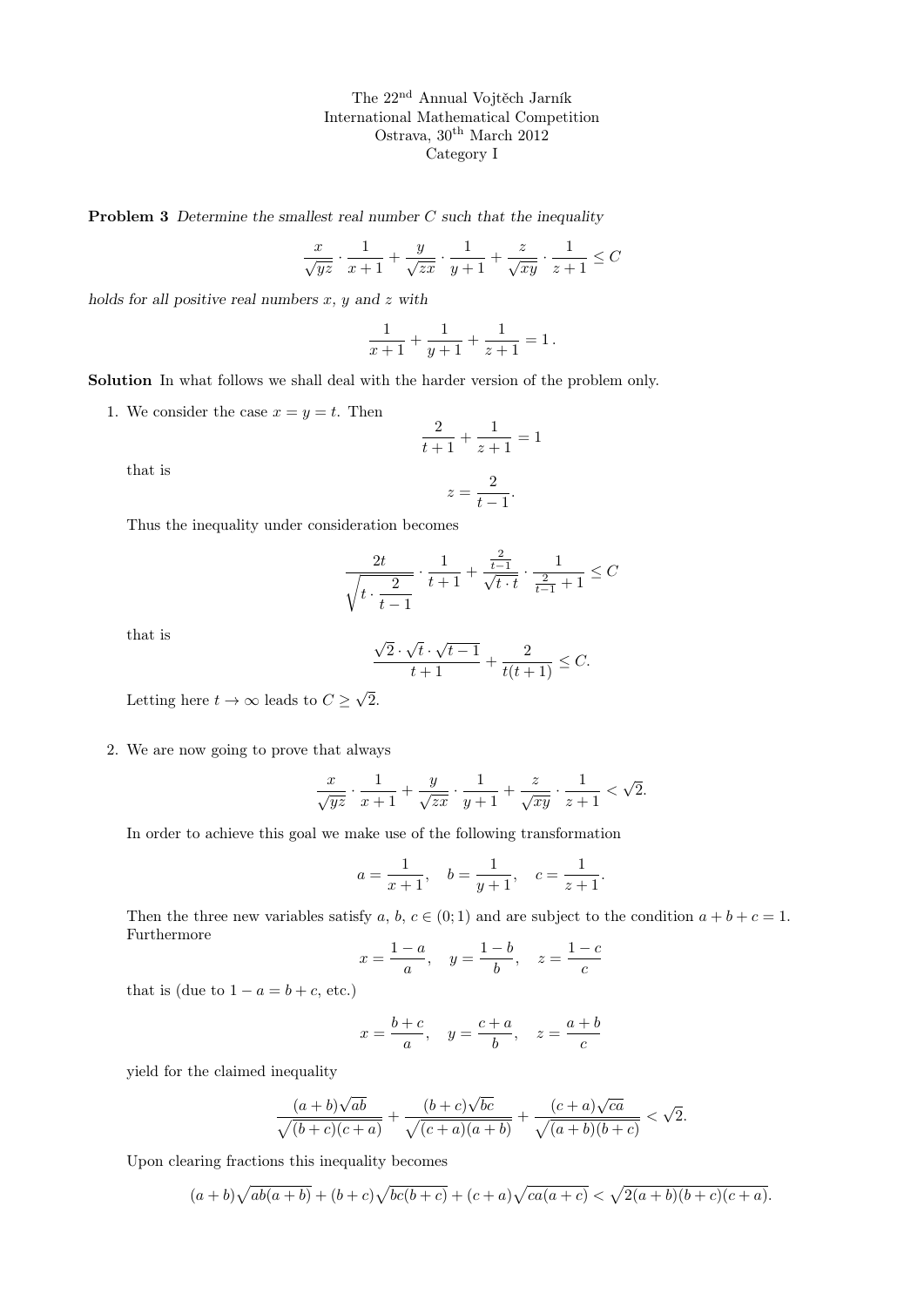The 22[nd] Annual Vojtěch Jarník
International Mathematical Competition
Ostrava, 30[th] March 2012
Category I

**Problem 3** *Determine the smallest real number $C$ such that the inequality*

$$\frac{x}{\sqrt{yz}} \cdot \frac{1}{x+1} + \frac{y}{\sqrt{zx}} \cdot \frac{1}{y+1} + \frac{z}{\sqrt{xy}} \cdot \frac{1}{z+1} \leq C$$

*holds for all positive real numbers $x$, $y$ and $z$ with*

$$\frac{1}{x+1} + \frac{1}{y+1} + \frac{1}{z+1} = 1 .$$

**Solution** In what follows we shall deal with the harder version of the problem only.

1. We consider the case $x = y = t$. Then

$$\frac{2}{t+1} + \frac{1}{z+1} = 1$$

that is

$$z = \frac{2}{t-1}.$$

Thus the inequality under consideration becomes

$$\frac{2t}{\sqrt{t \cdot \dfrac{2}{t-1}}} \cdot \frac{1}{t+1} + \frac{\frac{2}{t-1}}{\sqrt{t \cdot t}} \cdot \frac{1}{\frac{2}{t-1}+1} \leq C$$

that is

$$\frac{\sqrt{2} \cdot \sqrt{t} \cdot \sqrt{t-1}}{t+1} + \frac{2}{t(t+1)} \leq C.$$

Letting here $t \to \infty$ leads to $C \geq \sqrt{2}$.

2. We are now going to prove that always

$$\frac{x}{\sqrt{yz}} \cdot \frac{1}{x+1} + \frac{y}{\sqrt{zx}} \cdot \frac{1}{y+1} + \frac{z}{\sqrt{xy}} \cdot \frac{1}{z+1} < \sqrt{2}.$$

In order to achieve this goal we make use of the following transformation

$$a = \frac{1}{x+1}, \quad b = \frac{1}{y+1}, \quad c = \frac{1}{z+1}.$$

Then the three new variables satisfy $a$, $b$, $c \in (0;1)$ and are subject to the condition $a + b + c = 1$. Furthermore

$$x = \frac{1-a}{a}, \quad y = \frac{1-b}{b}, \quad z = \frac{1-c}{c}$$

that is (due to $1 - a = b + c$, etc.)

$$x = \frac{b+c}{a}, \quad y = \frac{c+a}{b}, \quad z = \frac{a+b}{c}$$

yield for the claimed inequality

$$\frac{(a+b)\sqrt{ab}}{\sqrt{(b+c)(c+a)}} + \frac{(b+c)\sqrt{bc}}{\sqrt{(c+a)(a+b)}} + \frac{(c+a)\sqrt{ca}}{\sqrt{(a+b)(b+c)}} < \sqrt{2}.$$

Upon clearing fractions this inequality becomes

$$(a+b)\sqrt{ab(a+b)} + (b+c)\sqrt{bc(b+c)} + (c+a)\sqrt{ca(a+c)} < \sqrt{2(a+b)(b+c)(c+a)}.$$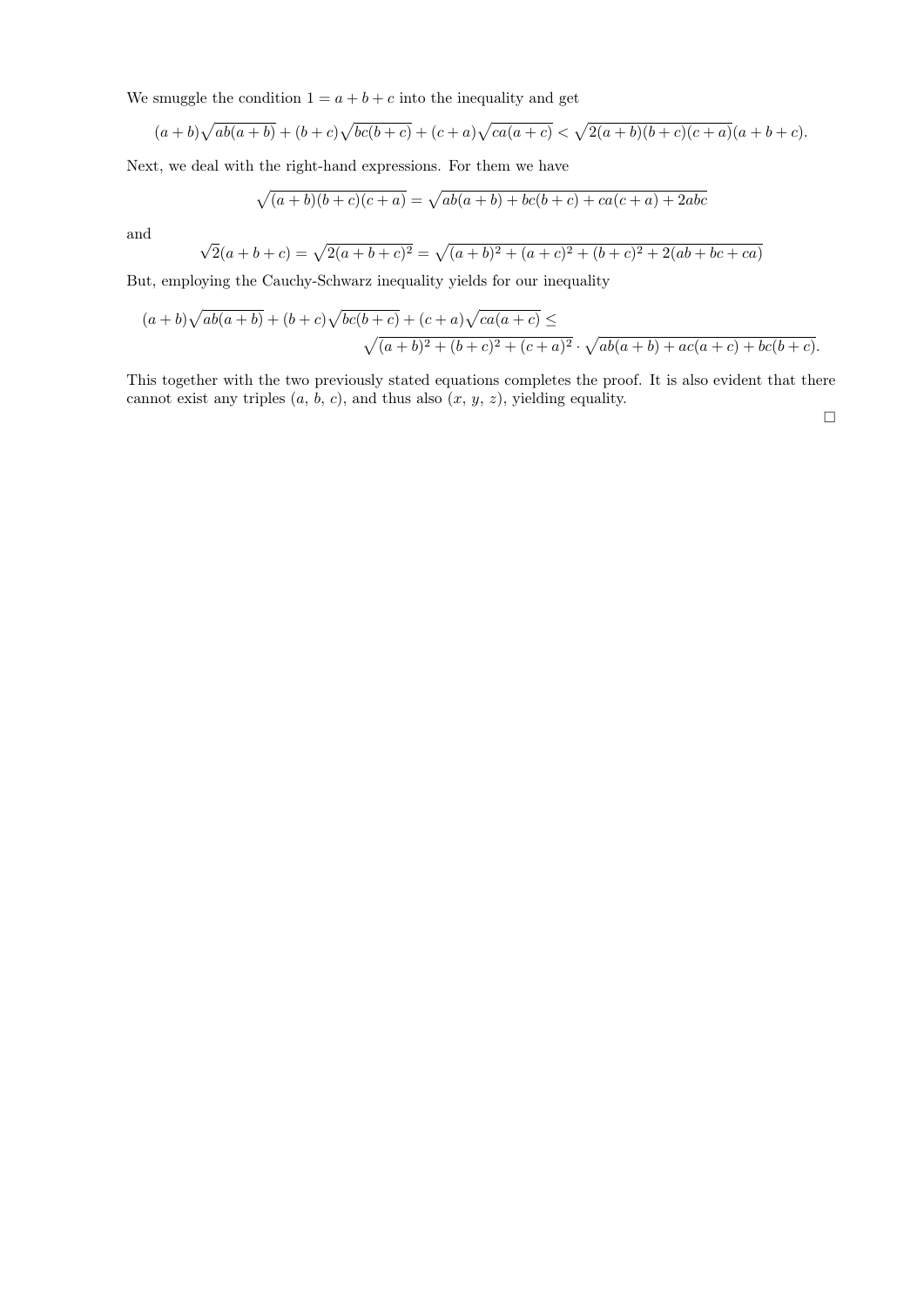We smuggle the condition $1 = a + b + c$ into the inequality and get

$$(a+b)\sqrt{ab(a+b)} + (b+c)\sqrt{bc(b+c)} + (c+a)\sqrt{ca(a+c)} < \sqrt{2(a+b)(b+c)(c+a)}(a+b+c).$$

Next, we deal with the right-hand expressions. For them we have

$$\sqrt{(a+b)(b+c)(c+a)} = \sqrt{ab(a+b) + bc(b+c) + ca(c+a) + 2abc}$$

and

$$\sqrt{2}(a+b+c) = \sqrt{2(a+b+c)^2} = \sqrt{(a+b)^2 + (a+c)^2 + (b+c)^2 + 2(ab+bc+ca)}$$

But, employing the Cauchy-Schwarz inequality yields for our inequality

$$(a+b)\sqrt{ab(a+b)} + (b+c)\sqrt{bc(b+c)} + (c+a)\sqrt{ca(a+c)} \leq \sqrt{(a+b)^2 + (b+c)^2 + (c+a)^2} \cdot \sqrt{ab(a+b) + ac(a+c) + bc(b+c)}.$$

This together with the two previously stated equations completes the proof. It is also evident that there cannot exist any triples $(a, b, c)$, and thus also $(x, y, z)$, yielding equality.

□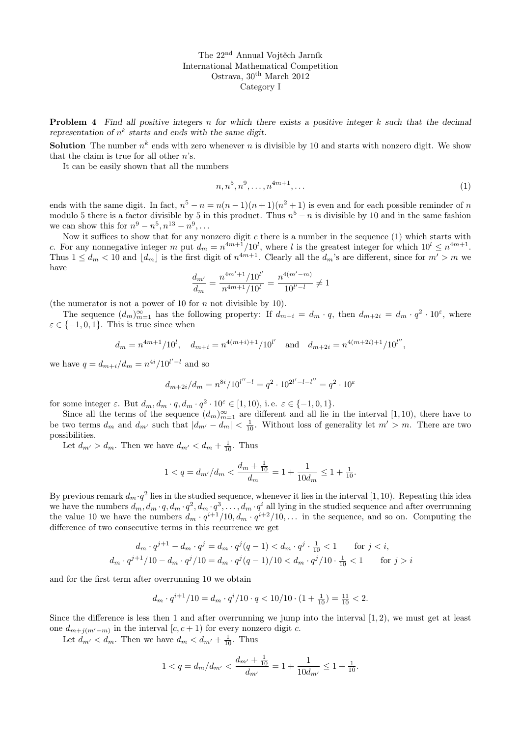The 22[nd] Annual Vojtěch Jarník
International Mathematical Competition
Ostrava, 30[th] March 2012
Category I

**Problem 4** *Find all positive integers $n$ for which there exists a positive integer $k$ such that the decimal representation of $n^k$ starts and ends with the same digit.*

**Solution** The number $n^k$ ends with zero whenever $n$ is divisible by 10 and starts with nonzero digit. We show that the claim is true for all other $n$'s.

It can be easily shown that all the numbers

$$n, n^5, n^9, \dots, n^{4m+1}, \dots \tag{1}$$

ends with the same digit. In fact, $n^5 - n = n(n-1)(n+1)(n^2+1)$ is even and for each possible reminder of $n$ modulo 5 there is a factor divisible by 5 in this product. Thus $n^5 - n$ is divisible by 10 and in the same fashion we can show this for $n^9 - n^5, n^{13} - n^9, \dots$

Now it suffices to show that for any nonzero digit $c$ there is a number in the sequence (1) which starts with $c$. For any nonnegative integer $m$ put $d_m = n^{4m+1}/10^l$, where $l$ is the greatest integer for which $10^l \le n^{4m+1}$. Thus $1 \le d_m < 10$ and $\lfloor d_m \rfloor$ is the first digit of $n^{4m+1}$. Clearly all the $d_m$'s are different, since for $m' > m$ we have

$$\frac{d_{m'}}{d_m} = \frac{n^{4m'+1}/10^{l'}}{n^{4m+1}/10^l} = \frac{n^{4(m'-m)}}{10^{l'-l}} \neq 1$$

(the numerator is not a power of 10 for $n$ not divisible by 10).

The sequence $(d_m)_{m=1}^{\infty}$ has the following property: If $d_{m+i} = d_m \cdot q$, then $d_{m+2i} = d_m \cdot q^2 \cdot 10^{\varepsilon}$, where $\varepsilon \in \{-1, 0, 1\}$. This is true since when

$$d_m = n^{4m+1}/10^l, \quad d_{m+i} = n^{4(m+i)+1}/10^{l'} \quad \text{and} \quad d_{m+2i} = n^{4(m+2i)+1}/10^{l''},$$

we have $q = d_{m+i}/d_m = n^{4i}/10^{l'-l}$ and so

$$d_{m+2i}/d_m = n^{8i}/10^{l''-l} = q^2 \cdot 10^{2l'-l-l''} = q^2 \cdot 10^{\varepsilon}$$

for some integer $\varepsilon$. But $d_m, d_m \cdot q, d_m \cdot q^2 \cdot 10^{\varepsilon} \in [1, 10)$, i. e. $\varepsilon \in \{-1, 0, 1\}$.

Since all the terms of the sequence $(d_m)_{m=1}^{\infty}$ are different and all lie in the interval $[1, 10)$, there have to be two terms $d_m$ and $d_{m'}$ such that $|d_{m'} - d_m| < \frac{1}{10}$. Without loss of generality let $m' > m$. There are two possibilities.

Let $d_{m'} > d_m$. Then we have $d_{m'} < d_m + \frac{1}{10}$. Thus

$$1 < q = d_{m'}/d_m < \frac{d_m + \frac{1}{10}}{d_m} = 1 + \frac{1}{10 d_m} \le 1 + \tfrac{1}{10}.$$

By previous remark $d_m \cdot q^2$ lies in the studied sequence, whenever it lies in the interval $[1, 10)$. Repeating this idea we have the numbers $d_m, d_m \cdot q, d_m \cdot q^2, d_m \cdot q^3, \dots, d_m \cdot q^i$ all lying in the studied sequence and after overrunning the value 10 we have the numbers $d_m \cdot q^{i+1}/10, d_m \cdot q^{i+2}/10, \dots$ in the sequence, and so on. Computing the difference of two consecutive terms in this recurrence we get

$$d_m \cdot q^{j+1} - d_m \cdot q^j = d_m \cdot q^j (q-1) < d_m \cdot q^j \cdot \tfrac{1}{10} < 1 \qquad \text{for } j < i,$$
$$d_m \cdot q^{j+1}/10 - d_m \cdot q^j/10 = d_m \cdot q^j (q-1)/10 < d_m \cdot q^j/10 \cdot \tfrac{1}{10} < 1 \qquad \text{for } j > i$$

and for the first term after overrunning 10 we obtain

$$d_m \cdot q^{i+1}/10 = d_m \cdot q^i/10 \cdot q < 10/10 \cdot (1 + \tfrac{1}{10}) = \tfrac{11}{10} < 2.$$

Since the difference is less then 1 and after overrunning we jump into the interval $[1, 2)$, we must get at least one $d_{m+j(m'-m)}$ in the interval $[c, c+1)$ for every nonzero digit $c$.

Let $d_{m'} < d_m$. Then we have $d_m < d_{m'} + \frac{1}{10}$. Thus

$$1 < q = d_m/d_{m'} < \frac{d_{m'} + \frac{1}{10}}{d_{m'}} = 1 + \frac{1}{10 d_{m'}} \le 1 + \tfrac{1}{10}.$$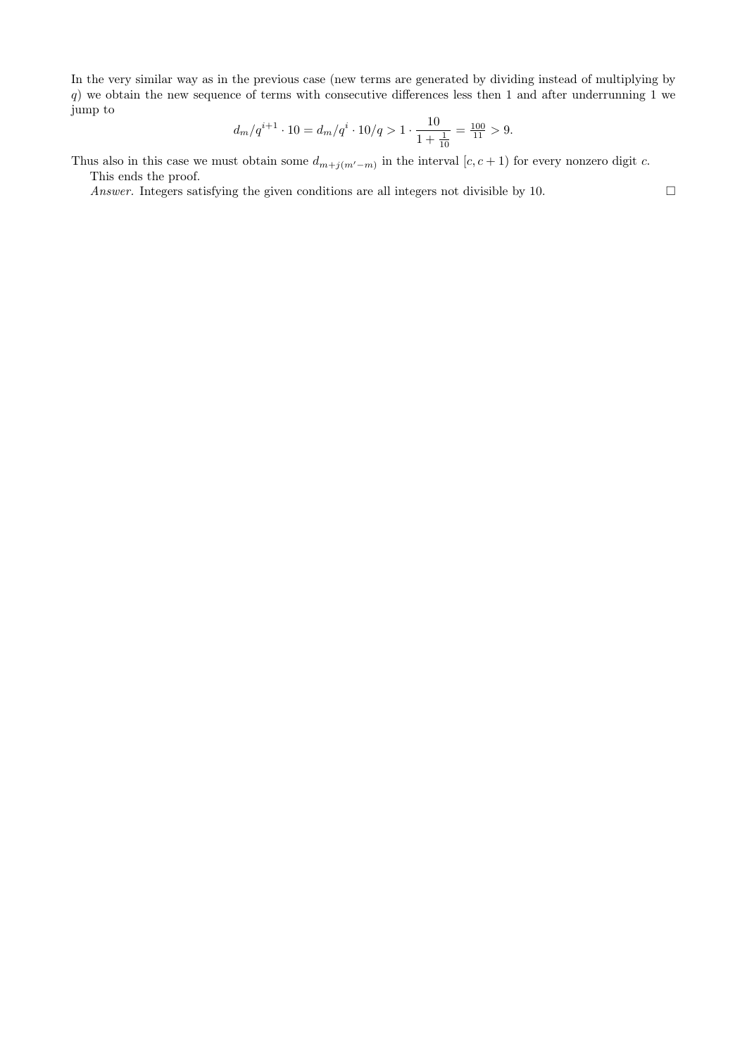In the very similar way as in the previous case (new terms are generated by dividing instead of multiplying by $q$) we obtain the new sequence of terms with consecutive differences less then 1 and after underrunning 1 we jump to

$$d_m/q^{i+1} \cdot 10 = d_m/q^i \cdot 10/q > 1 \cdot \frac{10}{1+\frac{1}{10}} = \tfrac{100}{11} > 9.$$

Thus also in this case we must obtain some $d_{m+j(m'-m)}$ in the interval $[c, c+1)$ for every nonzero digit $c$.

This ends the proof.

*Answer.* Integers satisfying the given conditions are all integers not divisible by 10. $\square$